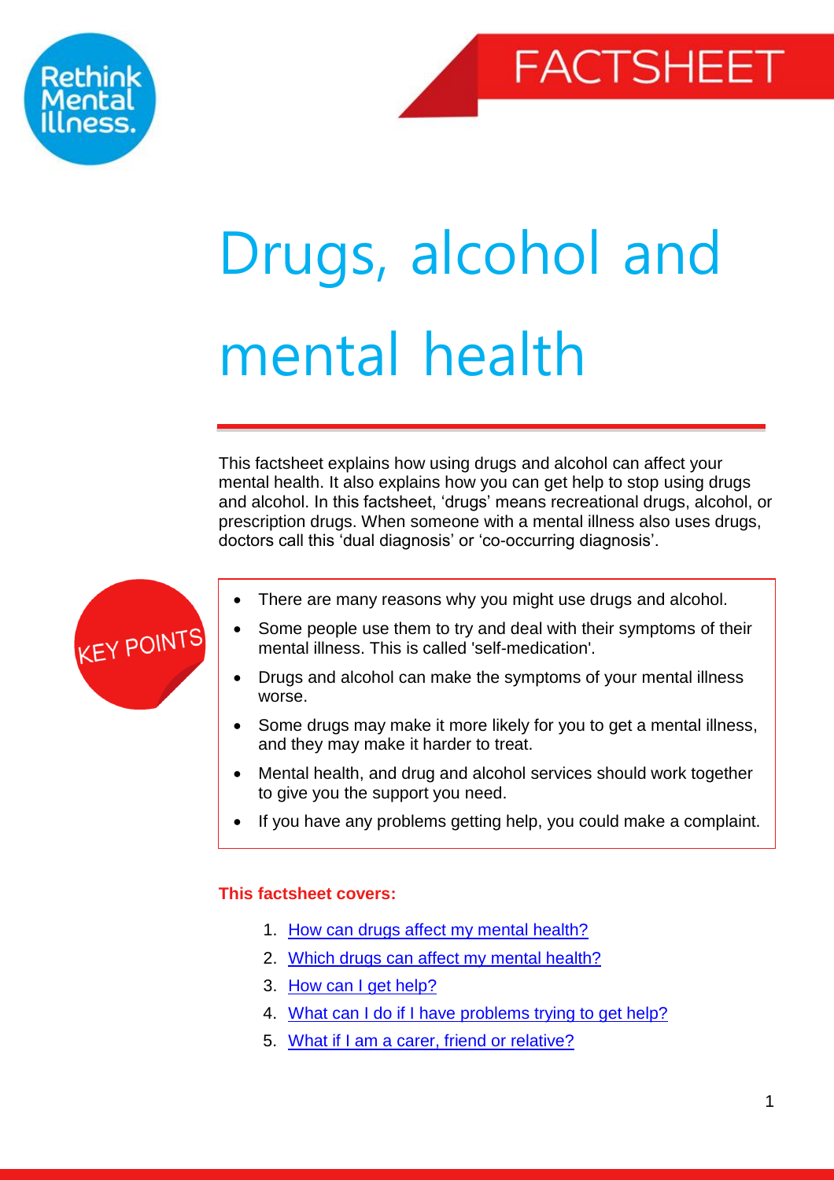FACTSHEET

# Drugs, alcohol and mental health

This factsheet explains how using drugs and alcohol can affect your mental health. It also explains how you can get help to stop using drugs and alcohol. In this factsheet, 'drugs' means recreational drugs, alcohol, or prescription drugs. When someone with a mental illness also uses drugs, doctors call this 'dual diagnosis' or 'co-occurring diagnosis'.

KEY POINTS

- There are many reasons why you might use drugs and alcohol.
- Some people use them to try and deal with their symptoms of their mental illness. This is called 'self-medication'.
- Drugs and alcohol can make the symptoms of your mental illness worse.
- Some drugs may make it more likely for you to get a mental illness, and they may make it harder to treat.
- Mental health, and drug and alcohol services should work together to give you the support you need.
- If you have any problems getting help, you could make a complaint.

**This factsheet covers:**

1. How can drugs affect my mental health?
2. Which drugs can affect my mental health?
3. How can I get help?
4. What can I do if I have problems trying to get help?
5. What if I am a carer, friend or relative?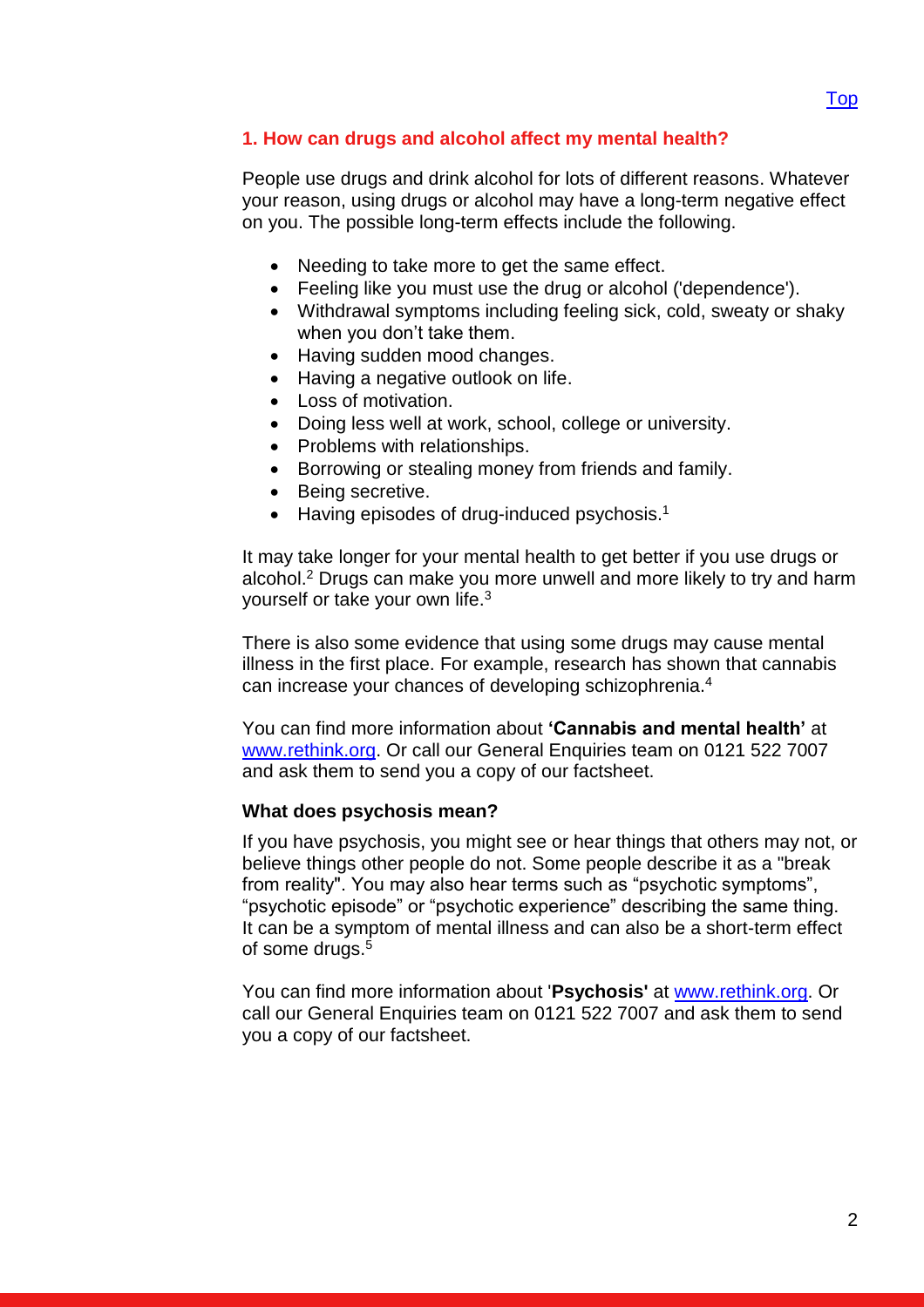[Top](#)

## 1. How can drugs and alcohol affect my mental health?

People use drugs and drink alcohol for lots of different reasons. Whatever your reason, using drugs or alcohol may have a long-term negative effect on you. The possible long-term effects include the following.

- Needing to take more to get the same effect.
- Feeling like you must use the drug or alcohol ('dependence').
- Withdrawal symptoms including feeling sick, cold, sweaty or shaky when you don't take them.
- Having sudden mood changes.
- Having a negative outlook on life.
- Loss of motivation.
- Doing less well at work, school, college or university.
- Problems with relationships.
- Borrowing or stealing money from friends and family.
- Being secretive.
- Having episodes of drug-induced psychosis.[1]

It may take longer for your mental health to get better if you use drugs or alcohol.[2] Drugs can make you more unwell and more likely to try and harm yourself or take your own life.[3]

There is also some evidence that using some drugs may cause mental illness in the first place. For example, research has shown that cannabis can increase your chances of developing schizophrenia.[4]

You can find more information about **'Cannabis and mental health'** at [www.rethink.org](http://www.rethink.org). Or call our General Enquiries team on 0121 522 7007 and ask them to send you a copy of our factsheet.

### What does psychosis mean?

If you have psychosis, you might see or hear things that others may not, or believe things other people do not. Some people describe it as a "break from reality". You may also hear terms such as "psychotic symptoms", "psychotic episode" or "psychotic experience" describing the same thing. It can be a symptom of mental illness and can also be a short-term effect of some drugs.[5]

You can find more information about '**Psychosis'** at [www.rethink.org](http://www.rethink.org). Or call our General Enquiries team on 0121 522 7007 and ask them to send you a copy of our factsheet.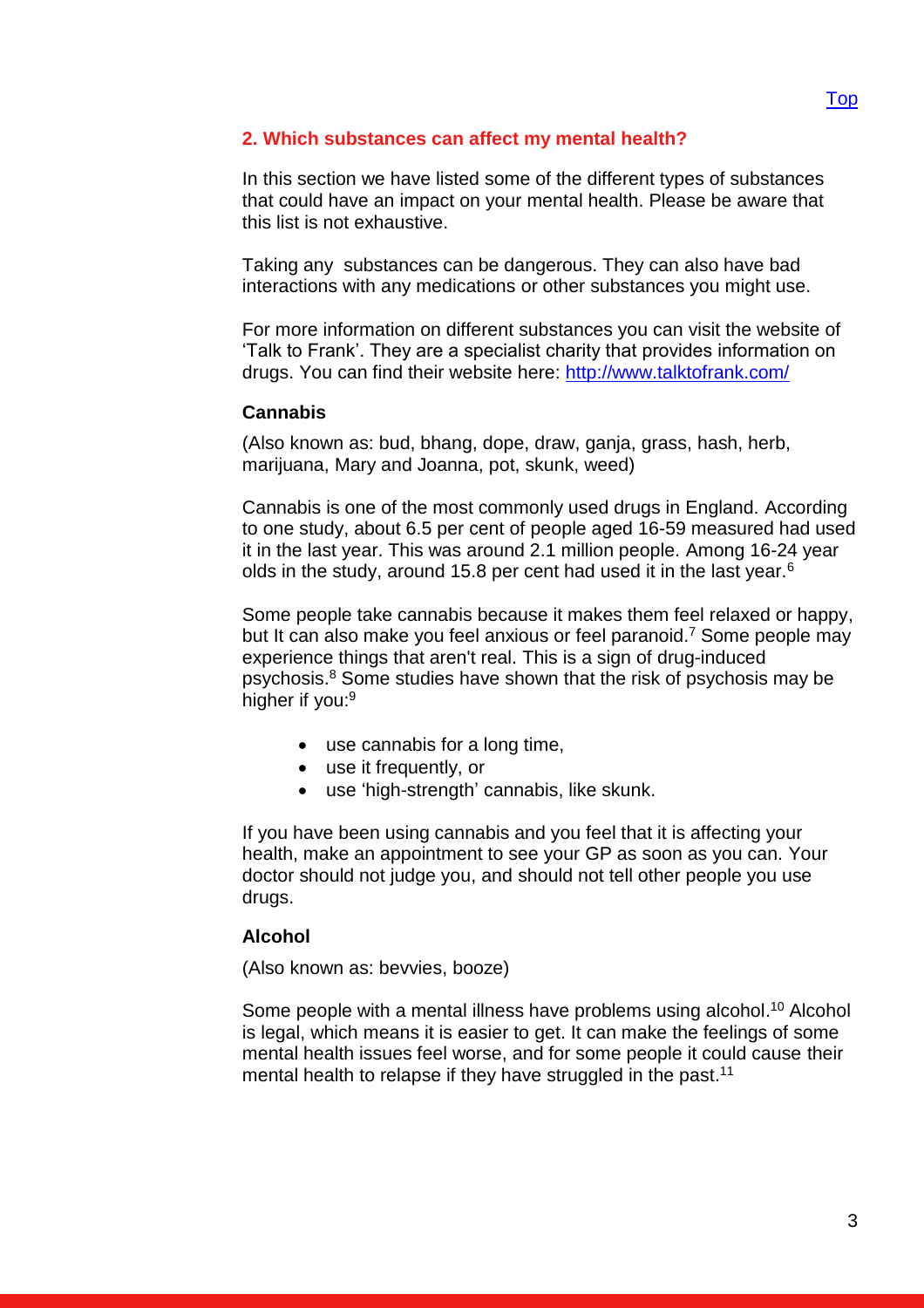[Top](#)

## 2. Which substances can affect my mental health?

In this section we have listed some of the different types of substances that could have an impact on your mental health. Please be aware that this list is not exhaustive.

Taking any  substances can be dangerous. They can also have bad interactions with any medications or other substances you might use.

For more information on different substances you can visit the website of 'Talk to Frank'. They are a specialist charity that provides information on drugs. You can find their website here: [http://www.talktofrank.com/](http://www.talktofrank.com/)

### Cannabis

(Also known as: bud, bhang, dope, draw, ganja, grass, hash, herb, marijuana, Mary and Joanna, pot, skunk, weed)

Cannabis is one of the most commonly used drugs in England. According to one study, about 6.5 per cent of people aged 16-59 measured had used it in the last year. This was around 2.1 million people. Among 16-24 year olds in the study, around 15.8 per cent had used it in the last year.[6]

Some people take cannabis because it makes them feel relaxed or happy, but It can also make you feel anxious or feel paranoid.[7] Some people may experience things that aren't real. This is a sign of drug-induced psychosis.[8] Some studies have shown that the risk of psychosis may be higher if you:[9]

- use cannabis for a long time,
- use it frequently, or
- use 'high-strength' cannabis, like skunk.

If you have been using cannabis and you feel that it is affecting your health, make an appointment to see your GP as soon as you can. Your doctor should not judge you, and should not tell other people you use drugs.

### Alcohol

(Also known as: bevvies, booze)

Some people with a mental illness have problems using alcohol.[10] Alcohol is legal, which means it is easier to get. It can make the feelings of some mental health issues feel worse, and for some people it could cause their mental health to relapse if they have struggled in the past.[11]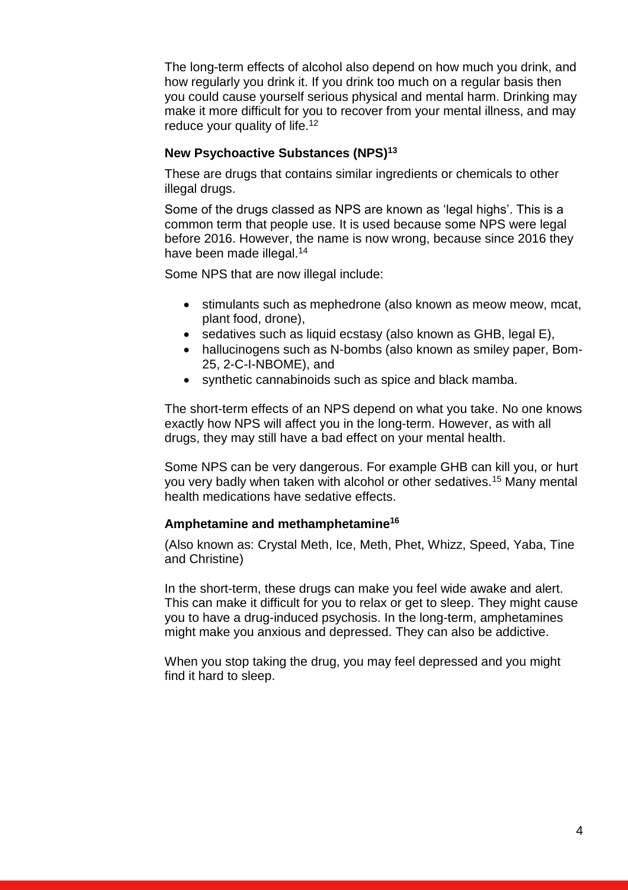The long-term effects of alcohol also depend on how much you drink, and how regularly you drink it. If you drink too much on a regular basis then you could cause yourself serious physical and mental harm. Drinking may make it more difficult for you to recover from your mental illness, and may reduce your quality of life.[12]

### New Psychoactive Substances (NPS)[13]

These are drugs that contains similar ingredients or chemicals to other illegal drugs.

Some of the drugs classed as NPS are known as 'legal highs'. This is a common term that people use. It is used because some NPS were legal before 2016. However, the name is now wrong, because since 2016 they have been made illegal.[14]

Some NPS that are now illegal include:

- stimulants such as mephedrone (also known as meow meow, mcat, plant food, drone),
- sedatives such as liquid ecstasy (also known as GHB, legal E),
- hallucinogens such as N-bombs (also known as smiley paper, Bom-25, 2-C-I-NBOME), and
- synthetic cannabinoids such as spice and black mamba.

The short-term effects of an NPS depend on what you take. No one knows exactly how NPS will affect you in the long-term. However, as with all drugs, they may still have a bad effect on your mental health.

Some NPS can be very dangerous. For example GHB can kill you, or hurt you very badly when taken with alcohol or other sedatives.[15] Many mental health medications have sedative effects.

### Amphetamine and methamphetamine[16]

(Also known as: Crystal Meth, Ice, Meth, Phet, Whizz, Speed, Yaba, Tine and Christine)

In the short-term, these drugs can make you feel wide awake and alert. This can make it difficult for you to relax or get to sleep. They might cause you to have a drug-induced psychosis. In the long-term, amphetamines might make you anxious and depressed. They can also be addictive.

When you stop taking the drug, you may feel depressed and you might find it hard to sleep.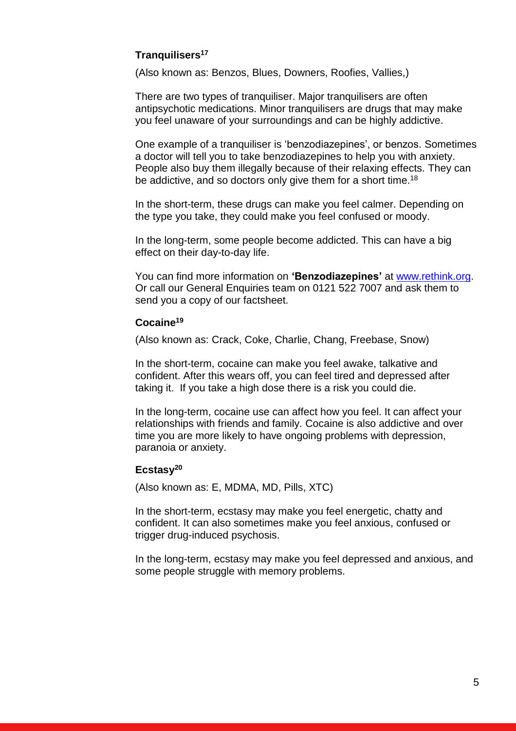### Tranquilisers[17]

(Also known as: Benzos, Blues, Downers, Roofies, Vallies,)

There are two types of tranquiliser. Major tranquilisers are often antipsychotic medications. Minor tranquilisers are drugs that may make you feel unaware of your surroundings and can be highly addictive.

One example of a tranquiliser is 'benzodiazepines', or benzos. Sometimes a doctor will tell you to take benzodiazepines to help you with anxiety. People also buy them illegally because of their relaxing effects. They can be addictive, and so doctors only give them for a short time.[18]

In the short-term, these drugs can make you feel calmer. Depending on the type you take, they could make you feel confused or moody.

In the long-term, some people become addicted. This can have a big effect on their day-to-day life.

You can find more information on **'Benzodiazepines'** at [www.rethink.org](http://www.rethink.org). Or call our General Enquiries team on 0121 522 7007 and ask them to send you a copy of our factsheet.

### Cocaine[19]

(Also known as: Crack, Coke, Charlie, Chang, Freebase, Snow)

In the short-term, cocaine can make you feel awake, talkative and confident. After this wears off, you can feel tired and depressed after taking it. If you take a high dose there is a risk you could die.

In the long-term, cocaine use can affect how you feel. It can affect your relationships with friends and family. Cocaine is also addictive and over time you are more likely to have ongoing problems with depression, paranoia or anxiety.

### Ecstasy[20]

(Also known as: E, MDMA, MD, Pills, XTC)

In the short-term, ecstasy may make you feel energetic, chatty and confident. It can also sometimes make you feel anxious, confused or trigger drug-induced psychosis.

In the long-term, ecstasy may make you feel depressed and anxious, and some people struggle with memory problems.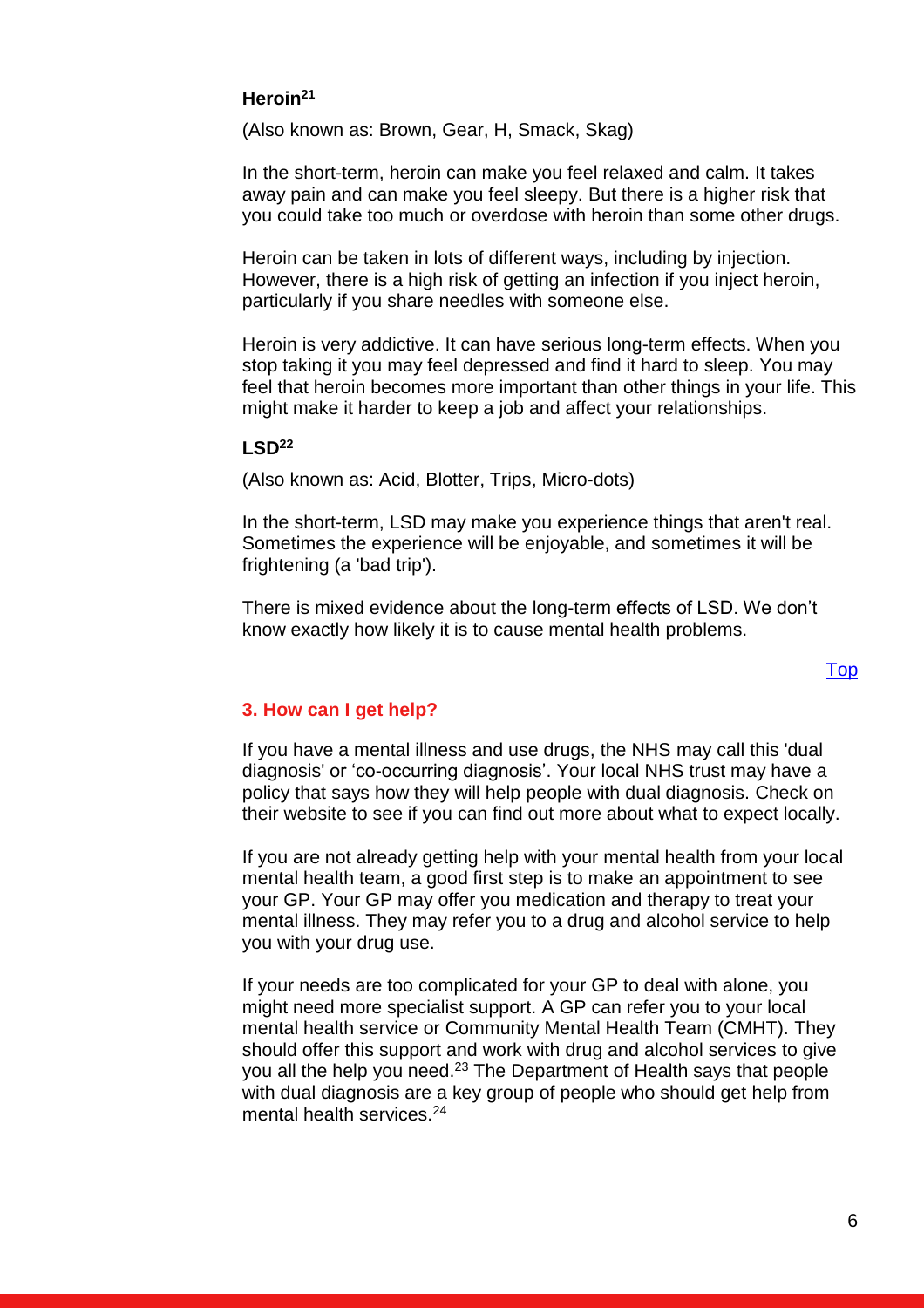### Heroin[21]

(Also known as: Brown, Gear, H, Smack, Skag)

In the short-term, heroin can make you feel relaxed and calm. It takes away pain and can make you feel sleepy. But there is a higher risk that you could take too much or overdose with heroin than some other drugs.

Heroin can be taken in lots of different ways, including by injection. However, there is a high risk of getting an infection if you inject heroin, particularly if you share needles with someone else.

Heroin is very addictive. It can have serious long-term effects. When you stop taking it you may feel depressed and find it hard to sleep. You may feel that heroin becomes more important than other things in your life. This might make it harder to keep a job and affect your relationships.

### LSD[22]

(Also known as: Acid, Blotter, Trips, Micro-dots)

In the short-term, LSD may make you experience things that aren't real. Sometimes the experience will be enjoyable, and sometimes it will be frightening (a 'bad trip').

There is mixed evidence about the long-term effects of LSD. We don't know exactly how likely it is to cause mental health problems.

Top

## 3. How can I get help?

If you have a mental illness and use drugs, the NHS may call this 'dual diagnosis' or 'co-occurring diagnosis'. Your local NHS trust may have a policy that says how they will help people with dual diagnosis. Check on their website to see if you can find out more about what to expect locally.

If you are not already getting help with your mental health from your local mental health team, a good first step is to make an appointment to see your GP. Your GP may offer you medication and therapy to treat your mental illness. They may refer you to a drug and alcohol service to help you with your drug use.

If your needs are too complicated for your GP to deal with alone, you might need more specialist support. A GP can refer you to your local mental health service or Community Mental Health Team (CMHT). They should offer this support and work with drug and alcohol services to give you all the help you need.[23] The Department of Health says that people with dual diagnosis are a key group of people who should get help from mental health services.[24]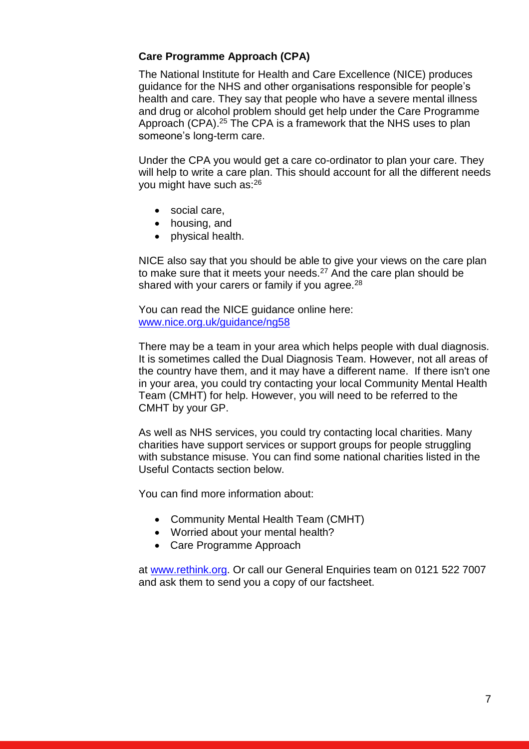**Care Programme Approach (CPA)**

The National Institute for Health and Care Excellence (NICE) produces guidance for the NHS and other organisations responsible for people's health and care. They say that people who have a severe mental illness and drug or alcohol problem should get help under the Care Programme Approach (CPA).[25] The CPA is a framework that the NHS uses to plan someone's long-term care.

Under the CPA you would get a care co-ordinator to plan your care. They will help to write a care plan. This should account for all the different needs you might have such as:[26]

- social care,
- housing, and
- physical health.

NICE also say that you should be able to give your views on the care plan to make sure that it meets your needs.[27] And the care plan should be shared with your carers or family if you agree.[28]

You can read the NICE guidance online here:
[www.nice.org.uk/guidance/ng58](http://www.nice.org.uk/guidance/ng58)

There may be a team in your area which helps people with dual diagnosis. It is sometimes called the Dual Diagnosis Team. However, not all areas of the country have them, and it may have a different name. If there isn't one in your area, you could try contacting your local Community Mental Health Team (CMHT) for help. However, you will need to be referred to the CMHT by your GP.

As well as NHS services, you could try contacting local charities. Many charities have support services or support groups for people struggling with substance misuse. You can find some national charities listed in the Useful Contacts section below.

You can find more information about:

- Community Mental Health Team (CMHT)
- Worried about your mental health?
- Care Programme Approach

at [www.rethink.org](http://www.rethink.org). Or call our General Enquiries team on 0121 522 7007 and ask them to send you a copy of our factsheet.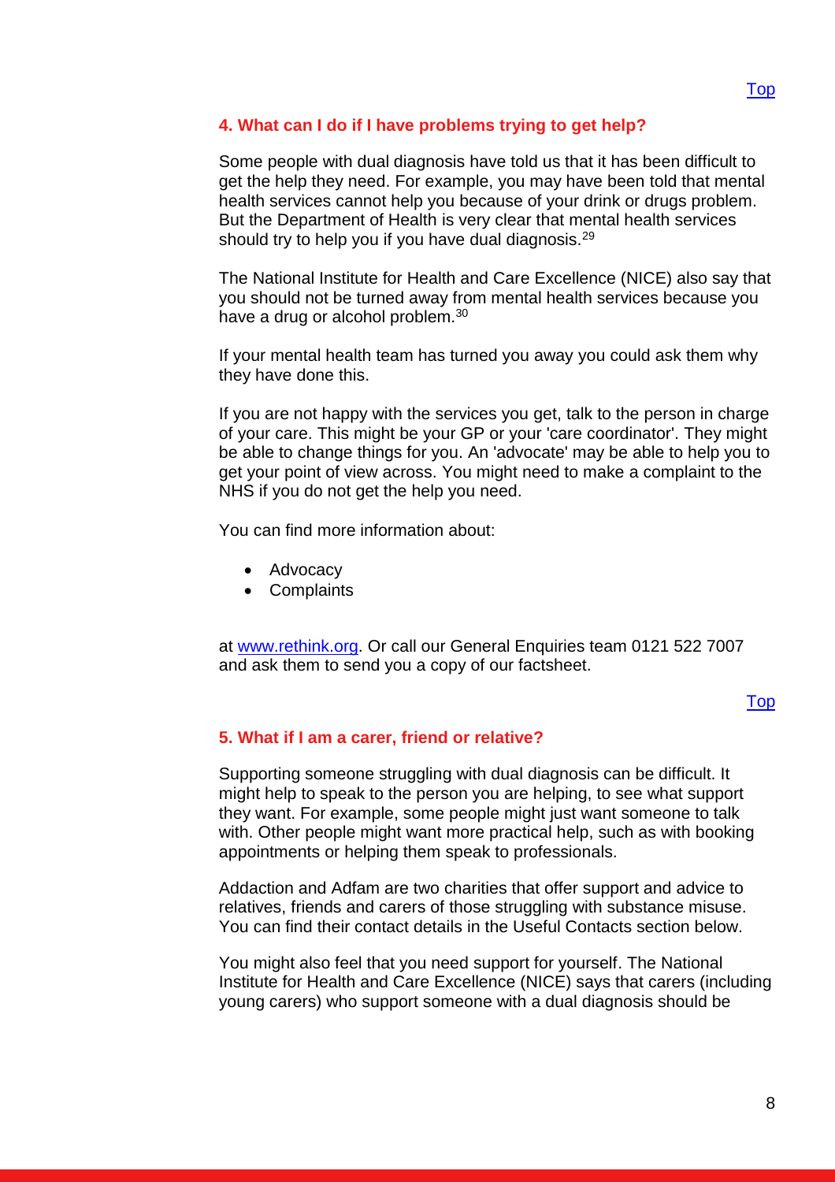[Top]

## 4. What can I do if I have problems trying to get help?

Some people with dual diagnosis have told us that it has been difficult to get the help they need. For example, you may have been told that mental health services cannot help you because of your drink or drugs problem. But the Department of Health is very clear that mental health services should try to help you if you have dual diagnosis.[29]

The National Institute for Health and Care Excellence (NICE) also say that you should not be turned away from mental health services because you have a drug or alcohol problem.[30]

If your mental health team has turned you away you could ask them why they have done this.

If you are not happy with the services you get, talk to the person in charge of your care. This might be your GP or your 'care coordinator'. They might be able to change things for you. An 'advocate' may be able to help you to get your point of view across. You might need to make a complaint to the NHS if you do not get the help you need.

You can find more information about:

- Advocacy
- Complaints

at www.rethink.org. Or call our General Enquiries team 0121 522 7007 and ask them to send you a copy of our factsheet.

[Top]

## 5. What if I am a carer, friend or relative?

Supporting someone struggling with dual diagnosis can be difficult. It might help to speak to the person you are helping, to see what support they want. For example, some people might just want someone to talk with. Other people might want more practical help, such as with booking appointments or helping them speak to professionals.

Addaction and Adfam are two charities that offer support and advice to relatives, friends and carers of those struggling with substance misuse. You can find their contact details in the Useful Contacts section below.

You might also feel that you need support for yourself. The National Institute for Health and Care Excellence (NICE) says that carers (including young carers) who support someone with a dual diagnosis should be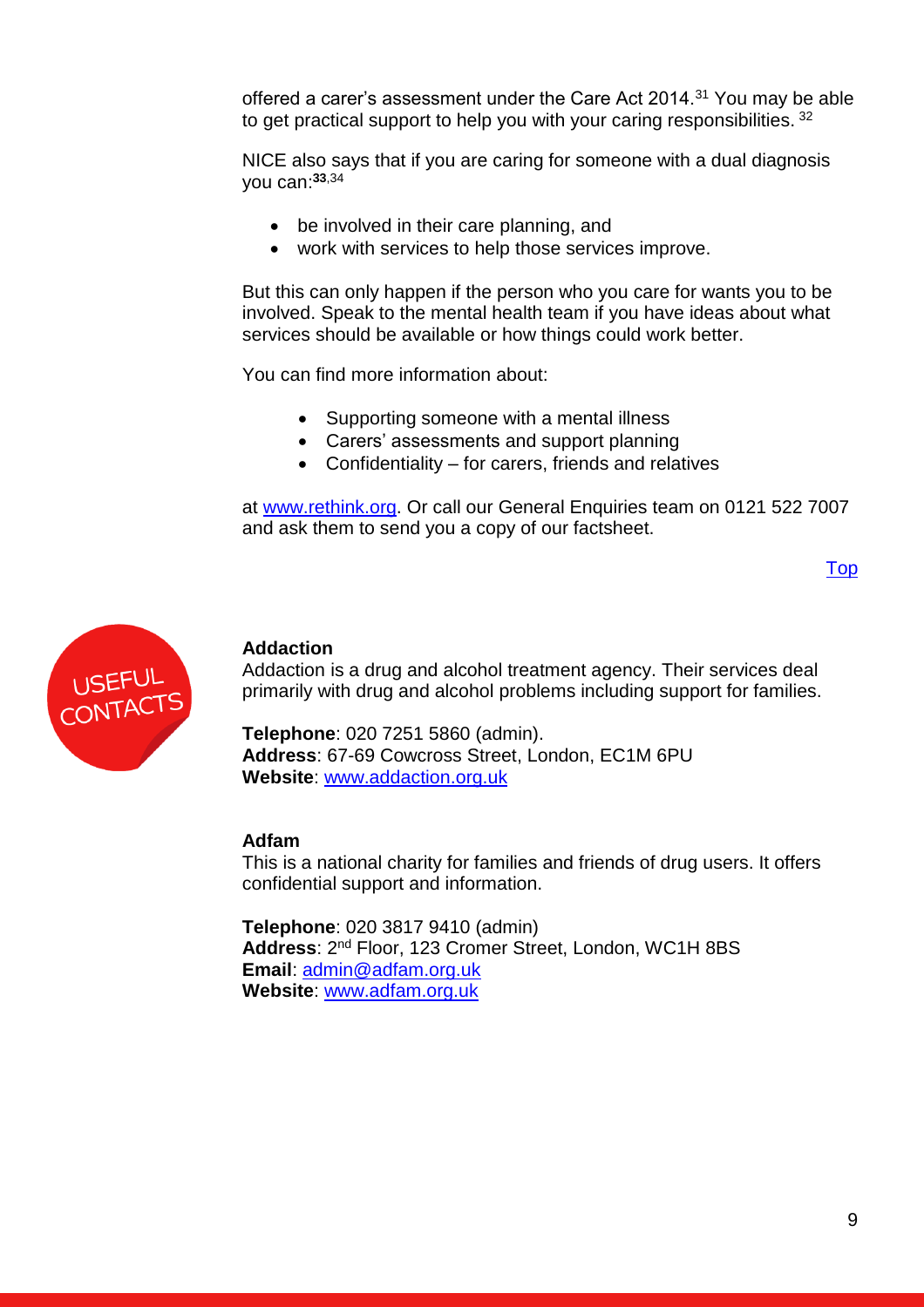offered a carer's assessment under the Care Act 2014.[31] You may be able to get practical support to help you with your caring responsibilities. [32]

NICE also says that if you are caring for someone with a dual diagnosis you can:[33,34]

- be involved in their care planning, and
- work with services to help those services improve.

But this can only happen if the person who you care for wants you to be involved. Speak to the mental health team if you have ideas about what services should be available or how things could work better.

You can find more information about:

- Supporting someone with a mental illness
- Carers' assessments and support planning
- Confidentiality – for carers, friends and relatives

at [www.rethink.org](http://www.rethink.org). Or call our General Enquiries team on 0121 522 7007 and ask them to send you a copy of our factsheet.

[Top](#)

## USEFUL CONTACTS

**Addaction**
Addaction is a drug and alcohol treatment agency. Their services deal primarily with drug and alcohol problems including support for families.

**Telephone**: 020 7251 5860 (admin).
**Address**: 67-69 Cowcross Street, London, EC1M 6PU
**Website**: [www.addaction.org.uk](http://www.addaction.org.uk)

**Adfam**
This is a national charity for families and friends of drug users. It offers confidential support and information.

**Telephone**: 020 3817 9410 (admin)
**Address**: 2nd Floor, 123 Cromer Street, London, WC1H 8BS
**Email**: [admin@adfam.org.uk](mailto:admin@adfam.org.uk)
**Website**: [www.adfam.org.uk](http://www.adfam.org.uk)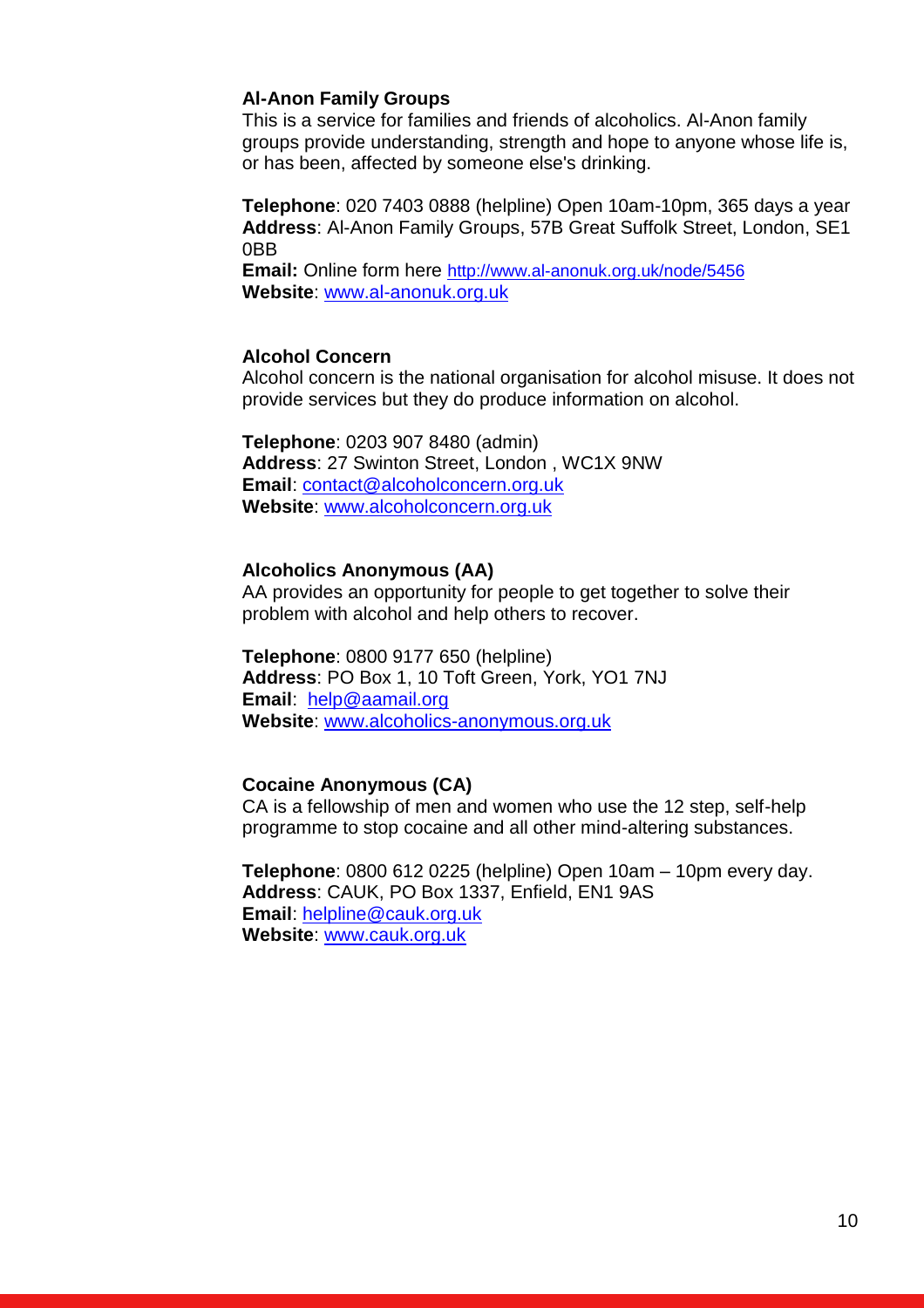### Al-Anon Family Groups

This is a service for families and friends of alcoholics. Al-Anon family groups provide understanding, strength and hope to anyone whose life is, or has been, affected by someone else's drinking.

**Telephone**: 020 7403 0888 (helpline) Open 10am-10pm, 365 days a year
**Address**: Al-Anon Family Groups, 57B Great Suffolk Street, London, SE1 0BB
**Email:** Online form here http://www.al-anonuk.org.uk/node/5456
**Website**: www.al-anonuk.org.uk

### Alcohol Concern

Alcohol concern is the national organisation for alcohol misuse. It does not provide services but they do produce information on alcohol.

**Telephone**: 0203 907 8480 (admin)
**Address**: 27 Swinton Street, London , WC1X 9NW
**Email**: contact@alcoholconcern.org.uk
**Website**: www.alcoholconcern.org.uk

### Alcoholics Anonymous (AA)

AA provides an opportunity for people to get together to solve their problem with alcohol and help others to recover.

**Telephone**: 0800 9177 650 (helpline)
**Address**: PO Box 1, 10 Toft Green, York, YO1 7NJ
**Email**: help@aamail.org
**Website**: www.alcoholics-anonymous.org.uk

### Cocaine Anonymous (CA)

CA is a fellowship of men and women who use the 12 step, self-help programme to stop cocaine and all other mind-altering substances.

**Telephone**: 0800 612 0225 (helpline) Open 10am – 10pm every day.
**Address**: CAUK, PO Box 1337, Enfield, EN1 9AS
**Email**: helpline@cauk.org.uk
**Website**: www.cauk.org.uk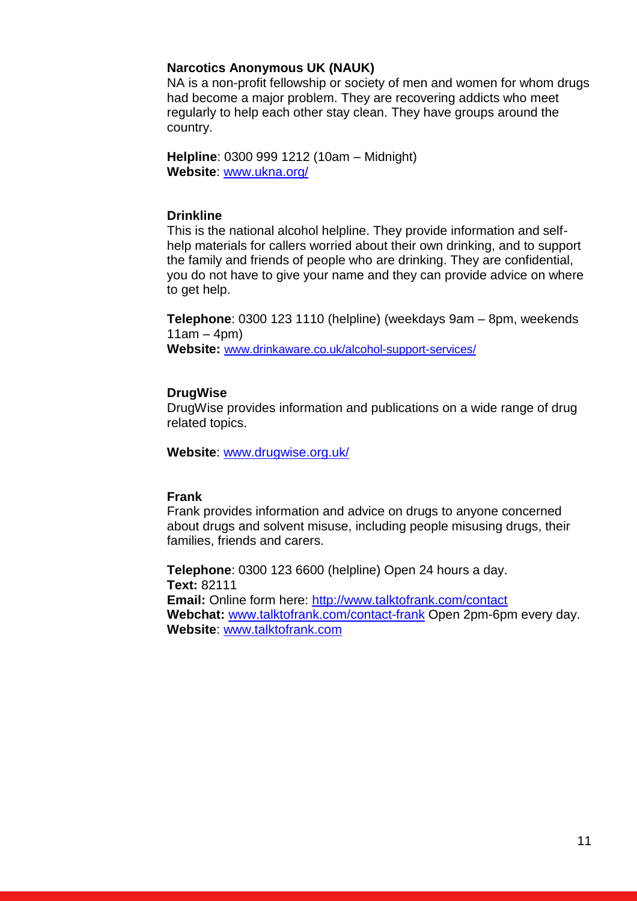### Narcotics Anonymous UK (NAUK)

NA is a non-profit fellowship or society of men and women for whom drugs had become a major problem. They are recovering addicts who meet regularly to help each other stay clean. They have groups around the country.

**Helpline**: 0300 999 1212 (10am – Midnight)
**Website**: [www.ukna.org/](www.ukna.org/)

### Drinkline

This is the national alcohol helpline. They provide information and self-help materials for callers worried about their own drinking, and to support the family and friends of people who are drinking. They are confidential, you do not have to give your name and they can provide advice on where to get help.

**Telephone**: 0300 123 1110 (helpline) (weekdays 9am – 8pm, weekends 11am – 4pm)
**Website:** [www.drinkaware.co.uk/alcohol-support-services/](www.drinkaware.co.uk/alcohol-support-services/)

### DrugWise

DrugWise provides information and publications on a wide range of drug related topics.

**Website**: [www.drugwise.org.uk/](www.drugwise.org.uk/)

### Frank

Frank provides information and advice on drugs to anyone concerned about drugs and solvent misuse, including people misusing drugs, their families, friends and carers.

**Telephone**: 0300 123 6600 (helpline) Open 24 hours a day.
**Text:** 82111
**Email:** Online form here: [http://www.talktofrank.com/contact](http://www.talktofrank.com/contact)
**Webchat:** [www.talktofrank.com/contact-frank](www.talktofrank.com/contact-frank) Open 2pm-6pm every day.
**Website**: [www.talktofrank.com](www.talktofrank.com)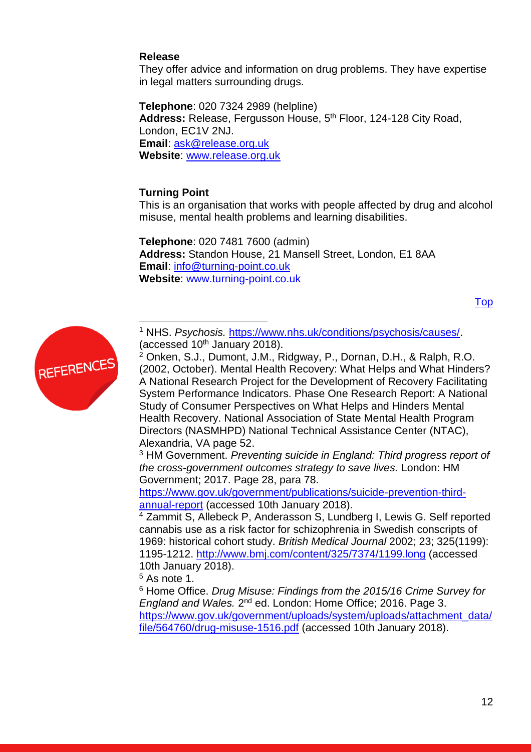**Release**

They offer advice and information on drug problems. They have expertise in legal matters surrounding drugs.

**Telephone**: 020 7324 2989 (helpline)
**Address:** Release, Fergusson House, 5th Floor, 124-128 City Road, London, EC1V 2NJ.
**Email**: ask@release.org.uk
**Website**: www.release.org.uk

**Turning Point**

This is an organisation that works with people affected by drug and alcohol misuse, mental health problems and learning disabilities.

**Telephone**: 020 7481 7600 (admin)
**Address:** Standon House, 21 Mansell Street, London, E1 8AA
**Email**: info@turning-point.co.uk
**Website**: www.turning-point.co.uk

Top

REFERENCES

[1] NHS. *Psychosis.* https://www.nhs.uk/conditions/psychosis/causes/. (accessed 10th January 2018).

[2] Onken, S.J., Dumont, J.M., Ridgway, P., Dornan, D.H., & Ralph, R.O. (2002, October). Mental Health Recovery: What Helps and What Hinders? A National Research Project for the Development of Recovery Facilitating System Performance Indicators. Phase One Research Report: A National Study of Consumer Perspectives on What Helps and Hinders Mental Health Recovery. National Association of State Mental Health Program Directors (NASMHPD) National Technical Assistance Center (NTAC), Alexandria, VA page 52.

[3] HM Government. *Preventing suicide in England: Third progress report of the cross-government outcomes strategy to save lives.* London: HM Government; 2017. Page 28, para 78. https://www.gov.uk/government/publications/suicide-prevention-third-annual-report (accessed 10th January 2018).

[4] Zammit S, Allebeck P, Anderasson S, Lundberg I, Lewis G. Self reported cannabis use as a risk factor for schizophrenia in Swedish conscripts of 1969: historical cohort study. *British Medical Journal* 2002; 23; 325(1199): 1195-1212. http://www.bmj.com/content/325/7374/1199.long (accessed 10th January 2018).

[5] As note 1.

[6] Home Office. *Drug Misuse: Findings from the 2015/16 Crime Survey for England and Wales.* 2nd ed. London: Home Office; 2016. Page 3. https://www.gov.uk/government/uploads/system/uploads/attachment_data/file/564760/drug-misuse-1516.pdf (accessed 10th January 2018).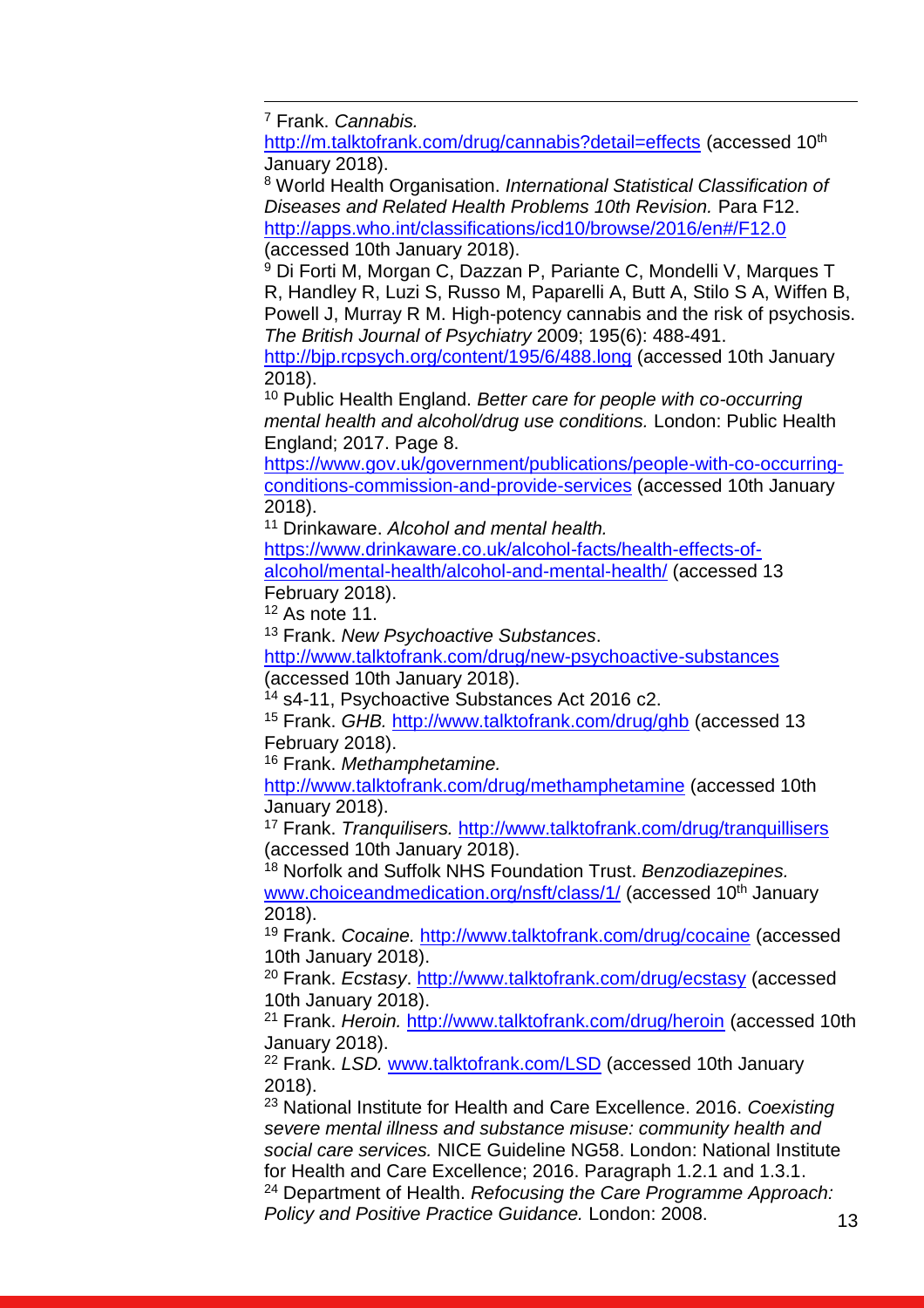[7] Frank. *Cannabis.* http://m.talktofrank.com/drug/cannabis?detail=effects (accessed 10th January 2018).

[8] World Health Organisation. *International Statistical Classification of Diseases and Related Health Problems 10th Revision.* Para F12. http://apps.who.int/classifications/icd10/browse/2016/en#/F12.0 (accessed 10th January 2018).

[9] Di Forti M, Morgan C, Dazzan P, Pariante C, Mondelli V, Marques T R, Handley R, Luzi S, Russo M, Paparelli A, Butt A, Stilo S A, Wiffen B, Powell J, Murray R M. High-potency cannabis and the risk of psychosis. *The British Journal of Psychiatry* 2009; 195(6): 488-491. http://bjp.rcpsych.org/content/195/6/488.long (accessed 10th January 2018).

[10] Public Health England. *Better care for people with co-occurring mental health and alcohol/drug use conditions.* London: Public Health England; 2017. Page 8. https://www.gov.uk/government/publications/people-with-co-occurring-conditions-commission-and-provide-services (accessed 10th January 2018).

[11] Drinkaware. *Alcohol and mental health.* https://www.drinkaware.co.uk/alcohol-facts/health-effects-of-alcohol/mental-health/alcohol-and-mental-health/ (accessed 13 February 2018).

[12] As note 11.

[13] Frank. *New Psychoactive Substances*. http://www.talktofrank.com/drug/new-psychoactive-substances (accessed 10th January 2018).

[14] s4-11, Psychoactive Substances Act 2016 c2.

[15] Frank. *GHB.* http://www.talktofrank.com/drug/ghb (accessed 13 February 2018).

[16] Frank. *Methamphetamine.* http://www.talktofrank.com/drug/methamphetamine (accessed 10th January 2018).

[17] Frank. *Tranquilisers.* http://www.talktofrank.com/drug/tranquillisers (accessed 10th January 2018).

[18] Norfolk and Suffolk NHS Foundation Trust. *Benzodiazepines.* www.choiceandmedication.org/nsft/class/1/ (accessed 10th January 2018).

[19] Frank. *Cocaine.* http://www.talktofrank.com/drug/cocaine (accessed 10th January 2018).

[20] Frank. *Ecstasy*. http://www.talktofrank.com/drug/ecstasy (accessed 10th January 2018).

[21] Frank. *Heroin.* http://www.talktofrank.com/drug/heroin (accessed 10th January 2018).

[22] Frank. *LSD.* www.talktofrank.com/LSD (accessed 10th January 2018).

[23] National Institute for Health and Care Excellence. 2016. *Coexisting severe mental illness and substance misuse: community health and social care services.* NICE Guideline NG58. London: National Institute for Health and Care Excellence; 2016. Paragraph 1.2.1 and 1.3.1.

[24] Department of Health. *Refocusing the Care Programme Approach: Policy and Positive Practice Guidance.* London: 2008.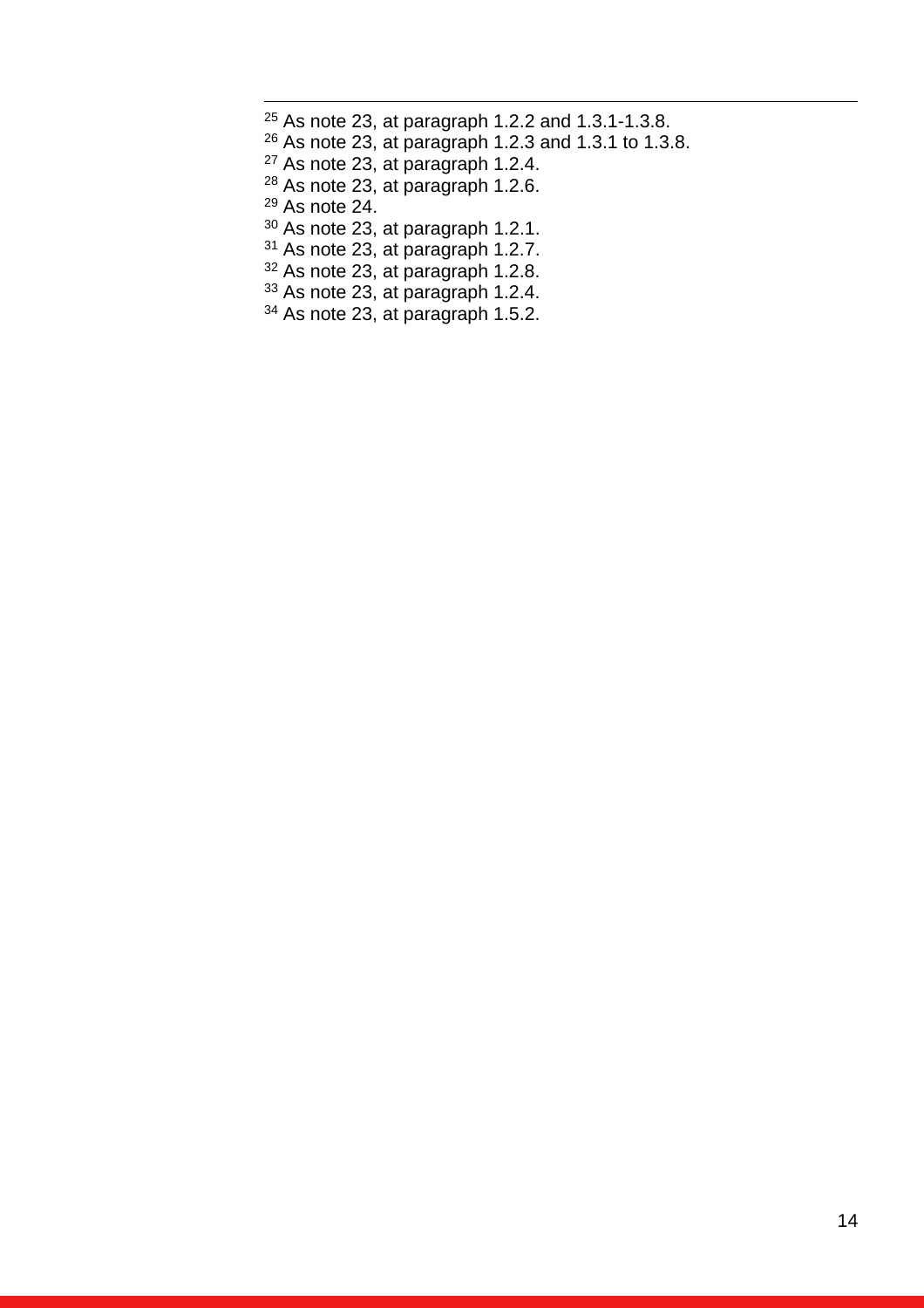[25] As note 23, at paragraph 1.2.2 and 1.3.1-1.3.8.
[26] As note 23, at paragraph 1.2.3 and 1.3.1 to 1.3.8.
[27] As note 23, at paragraph 1.2.4.
[28] As note 23, at paragraph 1.2.6.
[29] As note 24.
[30] As note 23, at paragraph 1.2.1.
[31] As note 23, at paragraph 1.2.7.
[32] As note 23, at paragraph 1.2.8.
[33] As note 23, at paragraph 1.2.4.
[34] As note 23, at paragraph 1.5.2.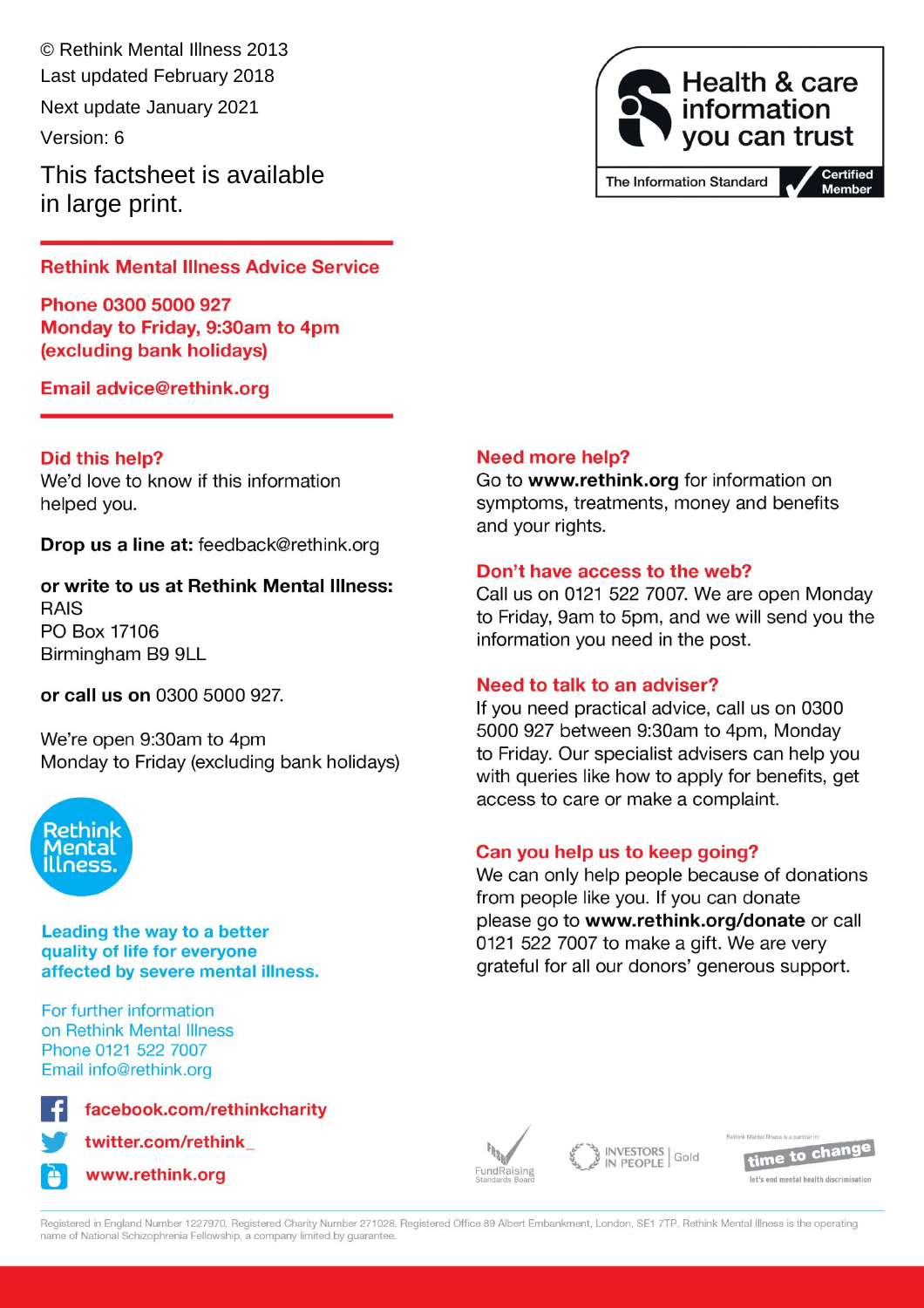© Rethink Mental Illness 2013
Last updated February 2018
Next update January 2021
Version: 6

This factsheet is available in large print.

Health & care information you can trust

The Information Standard — Certified Member

**Rethink Mental Illness Advice Service**

**Phone 0300 5000 927**
**Monday to Friday, 9:30am to 4pm (excluding bank holidays)**

**Email advice@rethink.org**

## Did this help?

We'd love to know if this information helped you.

**Drop us a line at:** feedback@rethink.org

**or write to us at Rethink Mental Illness:**
RAIS
PO Box 17106
Birmingham B9 9LL

**or call us on** 0300 5000 927.

We're open 9:30am to 4pm
Monday to Friday (excluding bank holidays)

Rethink Mental Illness.

**Leading the way to a better quality of life for everyone affected by severe mental illness.**

For further information on Rethink Mental Illness
Phone 0121 522 7007
Email info@rethink.org

**facebook.com/rethinkcharity**

**twitter.com/rethink_**

**www.rethink.org**

## Need more help?

Go to **www.rethink.org** for information on symptoms, treatments, money and benefits and your rights.

## Don't have access to the web?

Call us on 0121 522 7007. We are open Monday to Friday, 9am to 5pm, and we will send you the information you need in the post.

## Need to talk to an adviser?

If you need practical advice, call us on 0300 5000 927 between 9:30am to 4pm, Monday to Friday. Our specialist advisers can help you with queries like how to apply for benefits, get access to care or make a complaint.

## Can you help us to keep going?

We can only help people because of donations from people like you. If you can donate please go to **www.rethink.org/donate** or call 0121 522 7007 to make a gift. We are very grateful for all our donors' generous support.

FundRaising Standards Board

INVESTORS IN PEOPLE | Gold

Rethink Mental Illness is a partner in: time to change — let's end mental health discrimination

Registered in England Number 1227970. Registered Charity Number 271028. Registered Office 89 Albert Embankment, London, SE1 7TP. Rethink Mental Illness is the operating name of National Schizophrenia Fellowship, a company limited by guarantee.